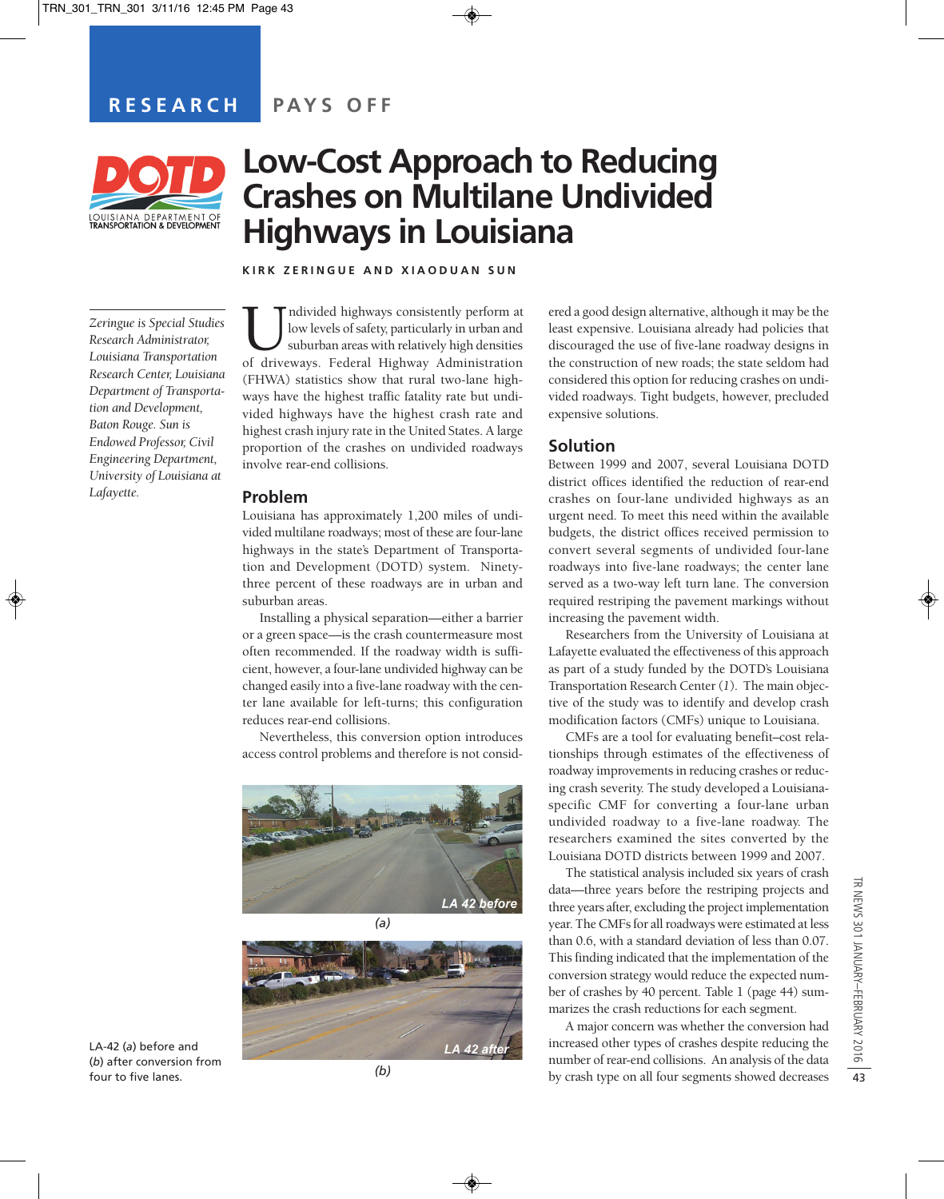RESEARCH PAYS OFF

LOUISIANA DEPARTMENT OF TRANSPORTATION & DEVELOPMENT

# Low-Cost Approach to Reducing Crashes on Multilane Undivided Highways in Louisiana

**KIRK ZERINGUE AND XIAODUAN SUN**

*Zeringue is Special Studies Research Administrator, Louisiana Transportation Research Center, Louisiana Department of Transportation and Development, Baton Rouge. Sun is Endowed Professor, Civil Engineering Department, University of Louisiana at Lafayette.*

Undivided highways consistently perform at low levels of safety, particularly in urban and suburban areas with relatively high densities of driveways. Federal Highway Administration (FHWA) statistics show that rural two-lane highways have the highest traffic fatality rate but undivided highways have the highest crash rate and highest crash injury rate in the United States. A large proportion of the crashes on undivided roadways involve rear-end collisions.

## Problem

Louisiana has approximately 1,200 miles of undivided multilane roadways; most of these are four-lane highways in the state's Department of Transportation and Development (DOTD) system. Ninety-three percent of these roadways are in urban and suburban areas.

Installing a physical separation—either a barrier or a green space—is the crash countermeasure most often recommended. If the roadway width is sufficient, however, a four-lane undivided highway can be changed easily into a five-lane roadway with the center lane available for left-turns; this configuration reduces rear-end collisions.

Nevertheless, this conversion option introduces access control problems and therefore is not considered a good design alternative, although it may be the least expensive. Louisiana already had policies that discouraged the use of five-lane roadway designs in the construction of new roads; the state seldom had considered this option for reducing crashes on undivided roadways. Tight budgets, however, precluded expensive solutions.

LA 42 before

(a)

LA 42 after

(b)

LA-42 (*a*) before and (*b*) after conversion from four to five lanes.

## Solution

Between 1999 and 2007, several Louisiana DOTD district offices identified the reduction of rear-end crashes on four-lane undivided highways as an urgent need. To meet this need within the available budgets, the district offices received permission to convert several segments of undivided four-lane roadways into five-lane roadways; the center lane served as a two-way left turn lane. The conversion required restriping the pavement markings without increasing the pavement width.

Researchers from the University of Louisiana at Lafayette evaluated the effectiveness of this approach as part of a study funded by the DOTD's Louisiana Transportation Research Center (*1*). The main objective of the study was to identify and develop crash modification factors (CMFs) unique to Louisiana.

CMFs are a tool for evaluating benefit–cost relationships through estimates of the effectiveness of roadway improvements in reducing crashes or reducing crash severity. The study developed a Louisiana-specific CMF for converting a four-lane urban undivided roadway to a five-lane roadway. The researchers examined the sites converted by the Louisiana DOTD districts between 1999 and 2007.

The statistical analysis included six years of crash data—three years before the restriping projects and three years after, excluding the project implementation year. The CMFs for all roadways were estimated at less than 0.6, with a standard deviation of less than 0.07. This finding indicated that the implementation of the conversion strategy would reduce the expected number of crashes by 40 percent. Table 1 (page 44) summarizes the crash reductions for each segment.

A major concern was whether the conversion had increased other types of crashes despite reducing the number of rear-end collisions. An analysis of the data by crash type on all four segments showed decreases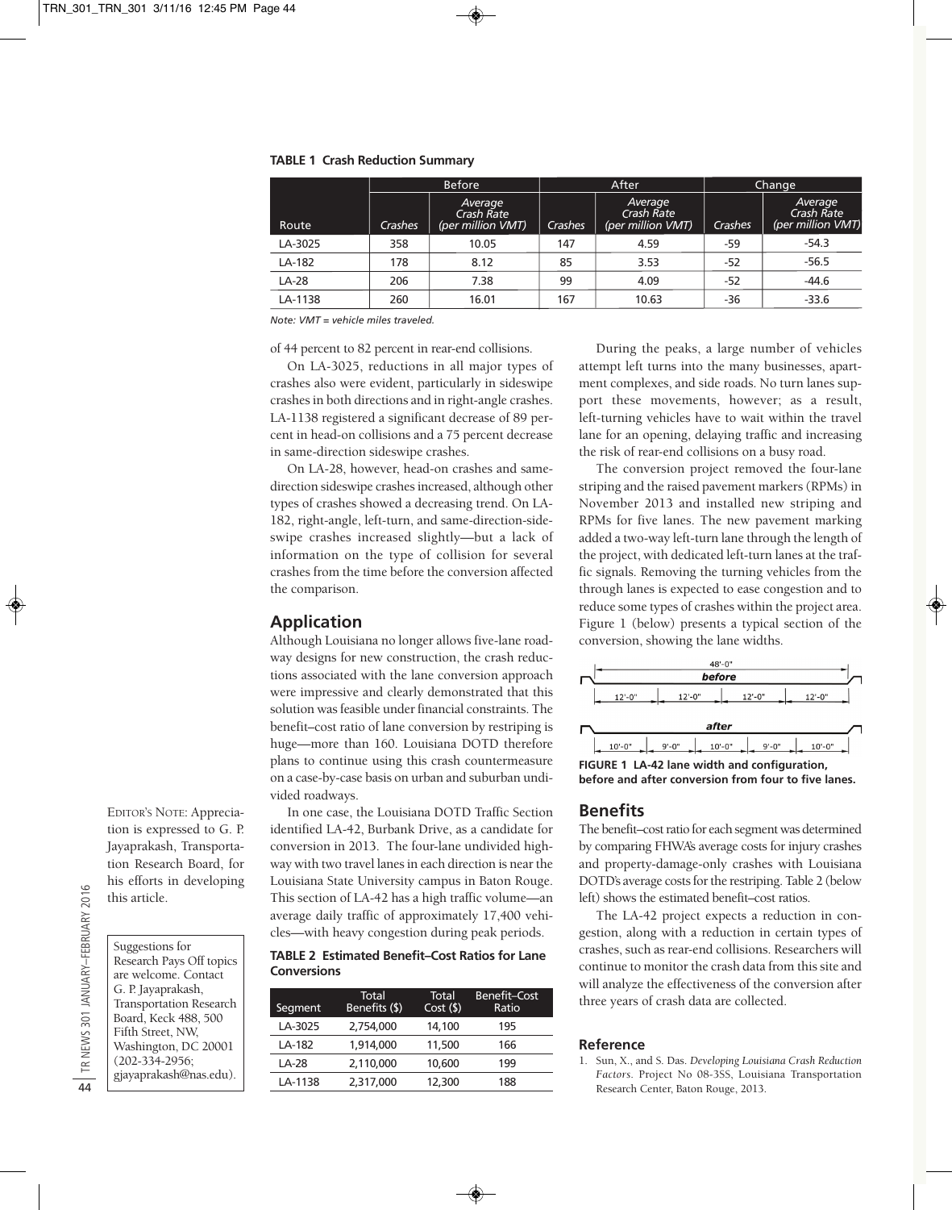**TABLE 1 Crash Reduction Summary**

| Route | Before | | After | | Change | |
|---|---|---|---|---|---|---|
| | *Crashes* | *Average Crash Rate (per million VMT)* | *Crashes* | *Average Crash Rate (per million VMT)* | *Crashes* | *Average Crash Rate (per million VMT)* |
| LA-3025 | 358 | 10.05 | 147 | 4.59 | -59 | -54.3 |
| LA-182 | 178 | 8.12 | 85 | 3.53 | -52 | -56.5 |
| LA-28 | 206 | 7.38 | 99 | 4.09 | -52 | -44.6 |
| LA-1138 | 260 | 16.01 | 167 | 10.63 | -36 | -33.6 |

*Note: VMT = vehicle miles traveled.*

of 44 percent to 82 percent in rear-end collisions.

On LA-3025, reductions in all major types of crashes also were evident, particularly in sideswipe crashes in both directions and in right-angle crashes. LA-1138 registered a significant decrease of 89 percent in head-on collisions and a 75 percent decrease in same-direction sideswipe crashes.

On LA-28, however, head-on crashes and same-direction sideswipe crashes increased, although other types of crashes showed a decreasing trend. On LA-182, right-angle, left-turn, and same-direction-sideswipe crashes increased slightly—but a lack of information on the type of collision for several crashes from the time before the conversion affected the comparison.

## Application

Although Louisiana no longer allows five-lane roadway designs for new construction, the crash reductions associated with the lane conversion approach were impressive and clearly demonstrated that this solution was feasible under financial constraints. The benefit–cost ratio of lane conversion by restriping is huge—more than 160. Louisiana DOTD therefore plans to continue using this crash countermeasure on a case-by-case basis on urban and suburban undivided roadways.

In one case, the Louisiana DOTD Traffic Section identified LA-42, Burbank Drive, as a candidate for conversion in 2013. The four-lane undivided highway with two travel lanes in each direction is near the Louisiana State University campus in Baton Rouge. This section of LA-42 has a high traffic volume—an average daily traffic of approximately 17,400 vehicles—with heavy congestion during peak periods.

During the peaks, a large number of vehicles attempt left turns into the many businesses, apartment complexes, and side roads. No turn lanes support these movements, however; as a result, left-turning vehicles have to wait within the travel lane for an opening, delaying traffic and increasing the risk of rear-end collisions on a busy road.

The conversion project removed the four-lane striping and the raised pavement markers (RPMs) in November 2013 and installed new striping and RPMs for five lanes. The new pavement marking added a two-way left-turn lane through the length of the project, with dedicated left-turn lanes at the traffic signals. Removing the turning vehicles from the through lanes is expected to ease congestion and to reduce some types of crashes within the project area. Figure 1 (below) presents a typical section of the conversion, showing the lane widths.

48'-0"
before
12'-0" 12'-0" 12'-0" 12'-0"
after
10'-0" 9'-0" 10'-0" 9'-0" 10'-0"

**FIGURE 1 LA-42 lane width and configuration, before and after conversion from four to five lanes.**

**TABLE 2 Estimated Benefit–Cost Ratios for Lane Conversions**

| Segment | Total Benefits ($) | Total Cost ($) | Benefit–Cost Ratio |
|---|---|---|---|
| LA-3025 | 2,754,000 | 14,100 | 195 |
| LA-182 | 1,914,000 | 11,500 | 166 |
| LA-28 | 2,110,000 | 10,600 | 199 |
| LA-1138 | 2,317,000 | 12,300 | 188 |

## Benefits

The benefit–cost ratio for each segment was determined by comparing FHWA's average costs for injury crashes and property-damage-only crashes with Louisiana DOTD's average costs for the restriping. Table 2 (below left) shows the estimated benefit–cost ratios.

The LA-42 project expects a reduction in congestion, along with a reduction in certain types of crashes, such as rear-end collisions. Researchers will continue to monitor the crash data from this site and will analyze the effectiveness of the conversion after three years of crash data are collected.

EDITOR'S NOTE: Appreciation is expressed to G. P. Jayaprakash, Transportation Research Board, for his efforts in developing this article.

Suggestions for Research Pays Off topics are welcome. Contact G. P. Jayaprakash, Transportation Research Board, Keck 488, 500 Fifth Street, NW, Washington, DC 20001 (202-334-2956; gjayaprakash@nas.edu).

## Reference

1. Sun, X., and S. Das. *Developing Louisiana Crash Reduction Factors*. Project No 08-3SS, Louisiana Transportation Research Center, Baton Rouge, 2013.